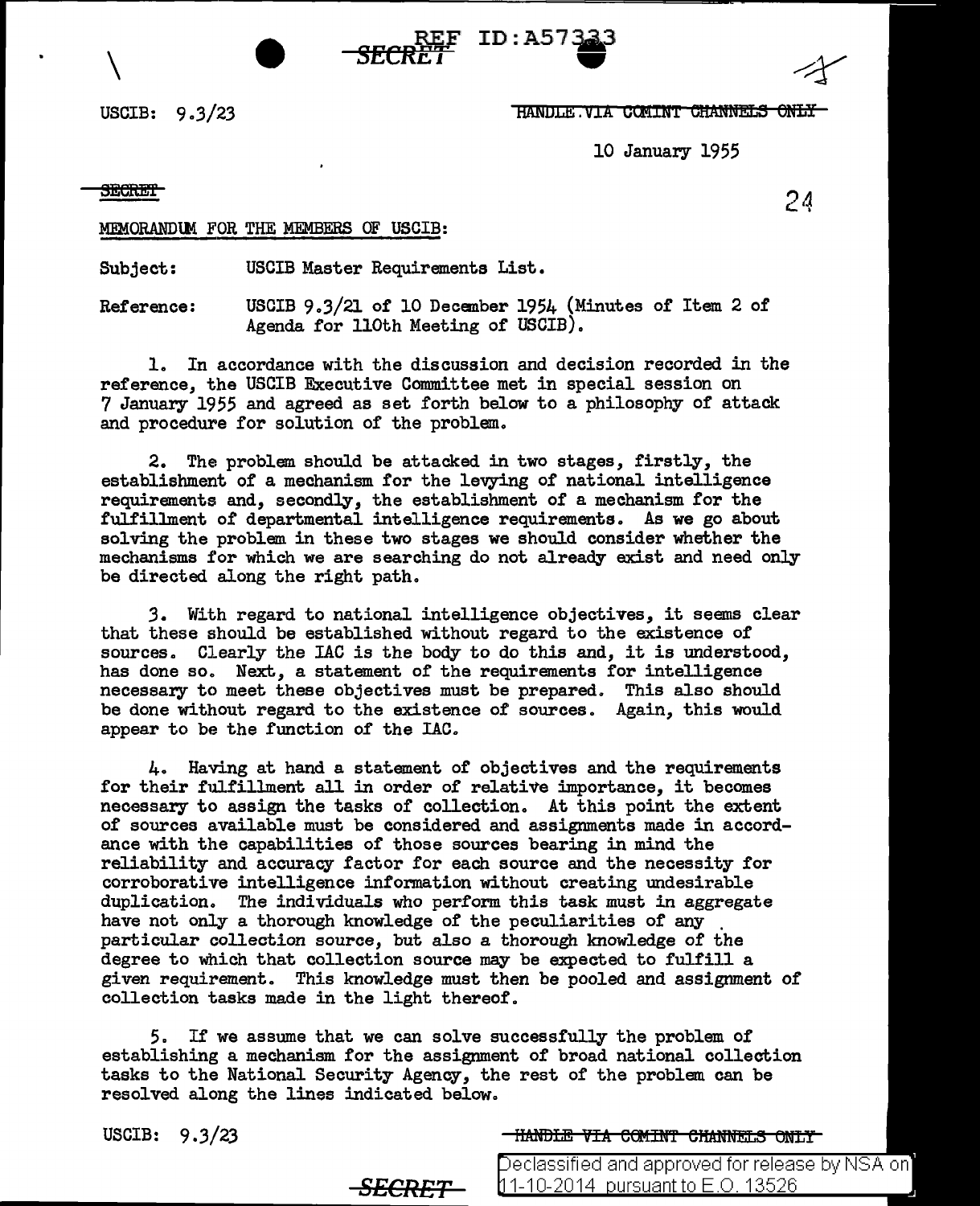SECRET

USCIB: 9.3/23

~~HANDLE VIA COMINT CHANNELS ONLY~~

10 January 1955

~~SECRET~~

24

MEMORANDUM FOR THE MEMBERS OF USCIB:

Subject: USCIB Master Requirements List.

Reference: USCIB 9.3/21 of 10 December 1954 (Minutes of Item 2 of Agenda for 110th Meeting of USCIB).

1. In accordance with the discussion and decision recorded in the reference, the USCIB Executive Committee met in special session on 7 January 1955 and agreed as set forth below to a philosophy of attack and procedure for solution of the problem.

2. The problem should be attacked in two stages, firstly, the establishment of a mechanism for the levying of national intelligence requirements and, secondly, the establishment of a mechanism for the fulfillment of departmental intelligence requirements. As we go about solving the problem in these two stages we should consider whether the mechanisms for which we are searching do not already exist and need only be directed along the right path.

3. With regard to national intelligence objectives, it seems clear that these should be established without regard to the existence of sources. Clearly the IAC is the body to do this and, it is understood, has done so. Next, a statement of the requirements for intelligence necessary to meet these objectives must be prepared. This also should be done without regard to the existence of sources. Again, this would appear to be the function of the IAC.

4. Having at hand a statement of objectives and the requirements for their fulfillment all in order of relative importance, it becomes necessary to assign the tasks of collection. At this point the extent of sources available must be considered and assignments made in accordance with the capabilities of those sources bearing in mind the reliability and accuracy factor for each source and the necessity for corroborative intelligence information without creating undesirable duplication. The individuals who perform this task must in aggregate have not only a thorough knowledge of the peculiarities of any particular collection source, but also a thorough knowledge of the degree to which that collection source may be expected to fulfill a given requirement. This knowledge must then be pooled and assignment of collection tasks made in the light thereof.

5. If we assume that we can solve successfully the problem of establishing a mechanism for the assignment of broad national collection tasks to the National Security Agency, the rest of the problem can be resolved along the lines indicated below.

USCIB: 9.3/23

~~HANDLE VIA COMINT CHANNELS ONLY~~

SECRET

Declassified and approved for release by NSA on 11-10-2014 pursuant to E.O. 13526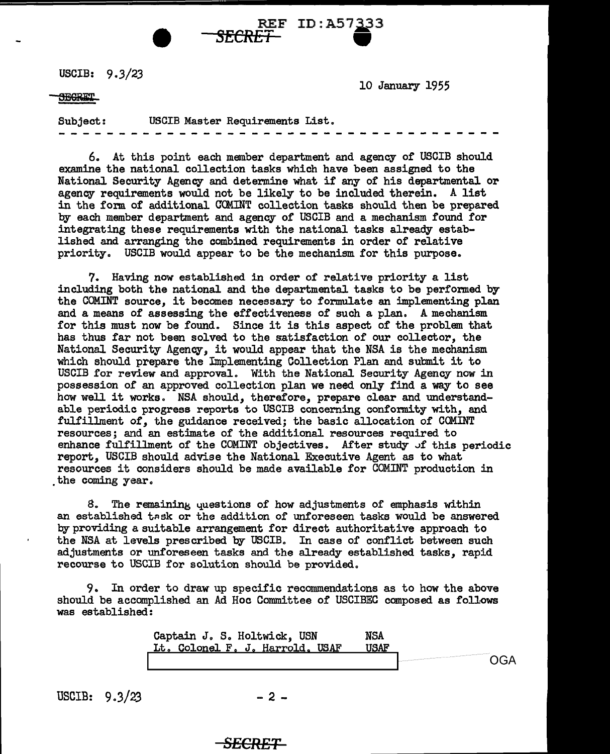USCIB: 9.3/23

10 January 1955

SECRET

Subject: USCIB Master Requirements List.

- - - - - - - - - - - - - - - - - - - - - - - - - - - - - - - - - - - - -

6. At this point each member department and agency of USCIB should examine the national collection tasks which have been assigned to the National Security Agency and determine what if any of his departmental or agency requirements would not be likely to be included therein. A list in the form of additional COMINT collection tasks should then be prepared by each member department and agency of USCIB and a mechanism found for integrating these requirements with the national tasks already established and arranging the combined requirements in order of relative priority. USCIB would appear to be the mechanism for this purpose.

7. Having now established in order of relative priority a list including both the national and the departmental tasks to be performed by the COMINT source, it becomes necessary to formulate an implementing plan and a means of assessing the effectiveness of such a plan. A mechanism for this must now be found. Since it is this aspect of the problem that has thus far not been solved to the satisfaction of our collector, the National Security Agency, it would appear that the NSA is the mechanism which should prepare the Implementing Collection Plan and submit it to USCIB for review and approval. With the National Security Agency now in possession of an approved collection plan we need only find a way to see how well it works. NSA should, therefore, prepare clear and understandable periodic progress reports to USCIB concerning conformity with, and fulfillment of, the guidance received; the basic allocation of COMINT resources; and an estimate of the additional resources required to enhance fulfillment of the COMINT objectives. After study of this periodic report, USCIB should advise the National Executive Agent as to what resources it considers should be made available for COMINT production in the coming year.

8. The remaining questions of how adjustments of emphasis within an established task or the addition of unforeseen tasks would be answered by providing a suitable arrangement for direct authoritative approach to the NSA at levels prescribed by USCIB. In case of conflict between such adjustments or unforeseen tasks and the already established tasks, rapid recourse to USCIB for solution should be provided.

9. In order to draw up specific recommendations as to how the above should be accomplished an Ad Hoc Committee of USCIBEC composed as follows was established:

| | |
|---|---|
| Captain J. S. Holtwick, USN | NSA |
| Lt. Colonel F. J. Harrold, USAF | USAF |
| [redacted] | OGA |

USCIB: 9.3/23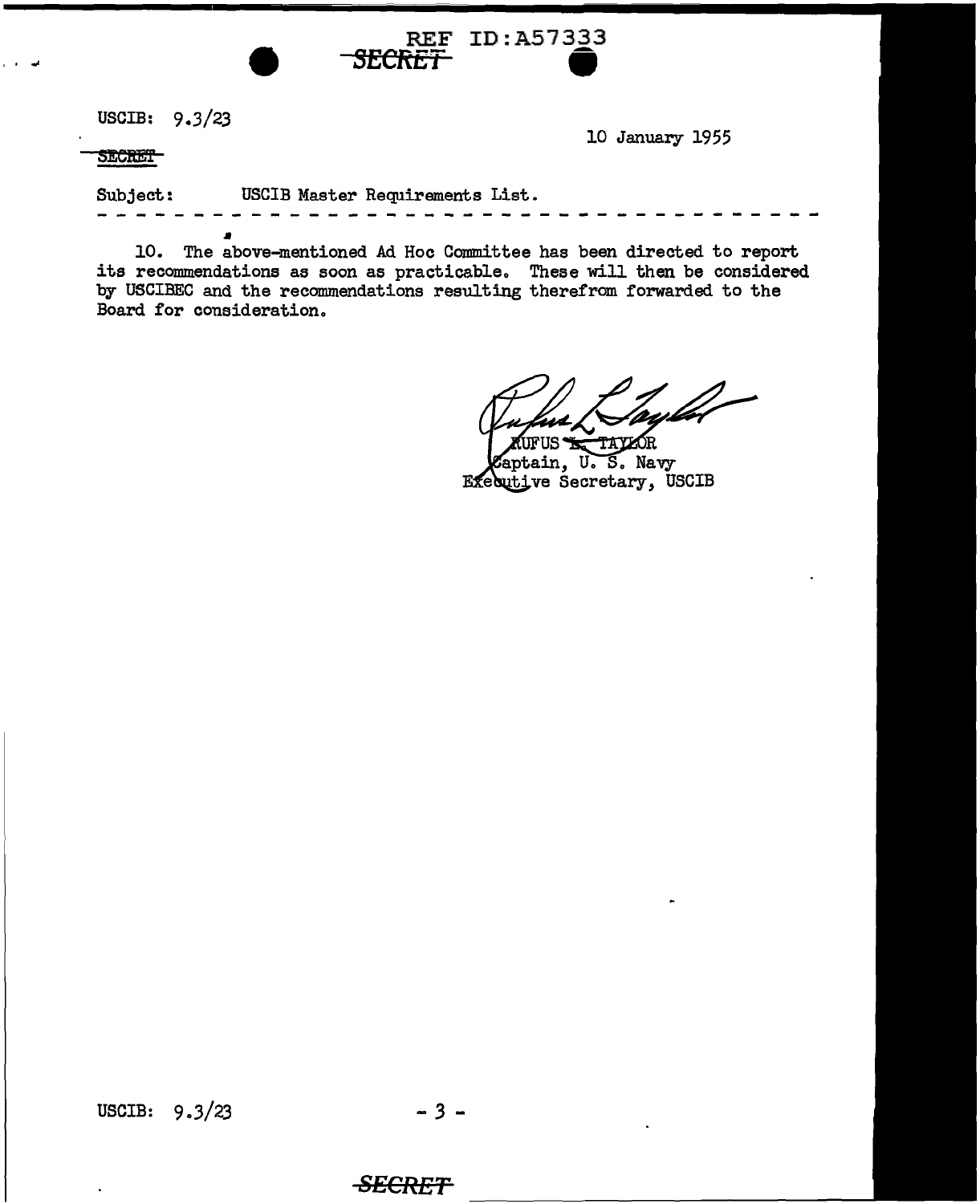USCIB: 9.3/23

10 January 1955

SECRET

Subject: USCIB Master Requirements List.

- - - - - - - - - - - - - - - - - - - - - - - - - - - - - - - - - - - - - - - -

10. The above-mentioned Ad Hoc Committee has been directed to report its recommendations as soon as practicable. These will then be considered by USCIBEC and the recommendations resulting therefrom forwarded to the Board for consideration.

RUFUS L. TAYLOR
Captain, U. S. Navy
Executive Secretary, USCIB

USCIB: 9.3/23